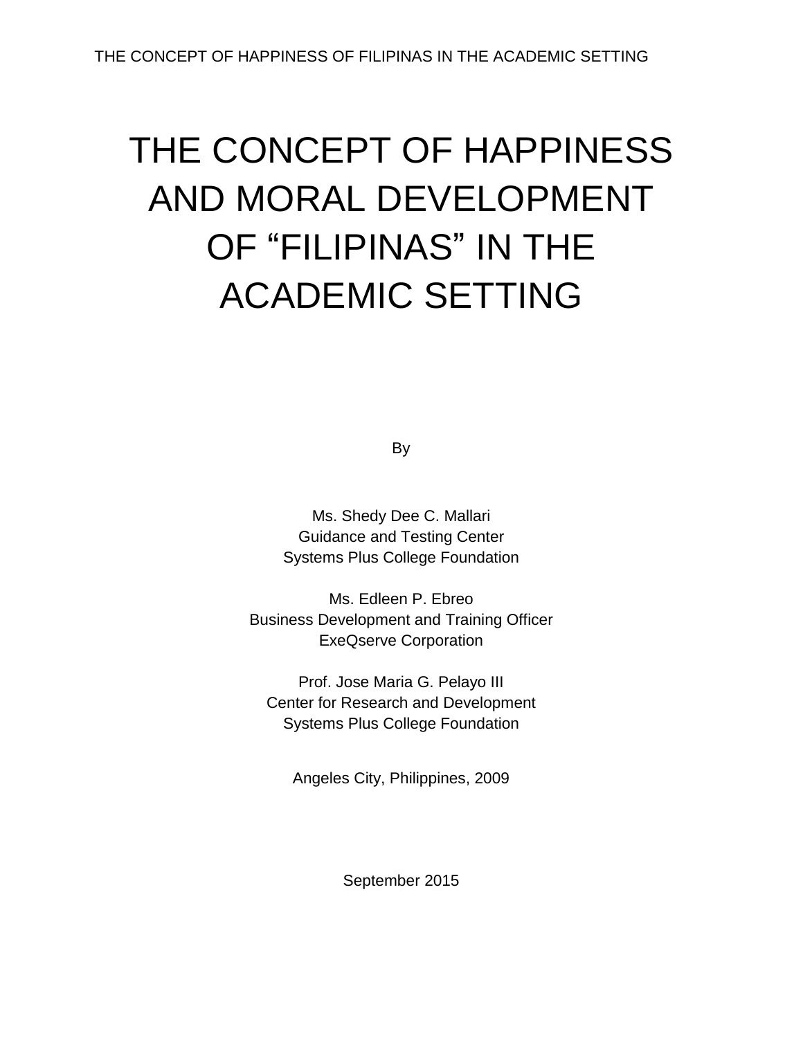# THE CONCEPT OF HAPPINESS AND MORAL DEVELOPMENT OF "FILIPINAS" IN THE ACADEMIC SETTING

By

Ms. Shedy Dee C. Mallari
Guidance and Testing Center
Systems Plus College Foundation

Ms. Edleen P. Ebreo
Business Development and Training Officer
ExeQserve Corporation

Prof. Jose Maria G. Pelayo III
Center for Research and Development
Systems Plus College Foundation

Angeles City, Philippines, 2009

September 2015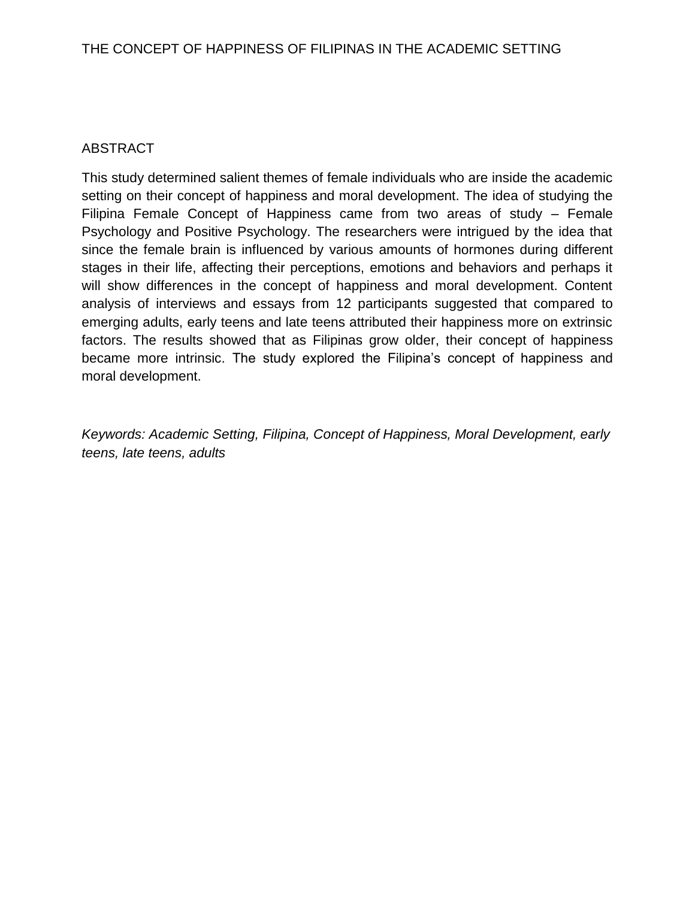# THE CONCEPT OF HAPPINESS OF FILIPINAS IN THE ACADEMIC SETTING

## ABSTRACT

This study determined salient themes of female individuals who are inside the academic setting on their concept of happiness and moral development. The idea of studying the Filipina Female Concept of Happiness came from two areas of study – Female Psychology and Positive Psychology. The researchers were intrigued by the idea that since the female brain is influenced by various amounts of hormones during different stages in their life, affecting their perceptions, emotions and behaviors and perhaps it will show differences in the concept of happiness and moral development. Content analysis of interviews and essays from 12 participants suggested that compared to emerging adults, early teens and late teens attributed their happiness more on extrinsic factors. The results showed that as Filipinas grow older, their concept of happiness became more intrinsic. The study explored the Filipina's concept of happiness and moral development.

*Keywords: Academic Setting, Filipina, Concept of Happiness, Moral Development, early teens, late teens, adults*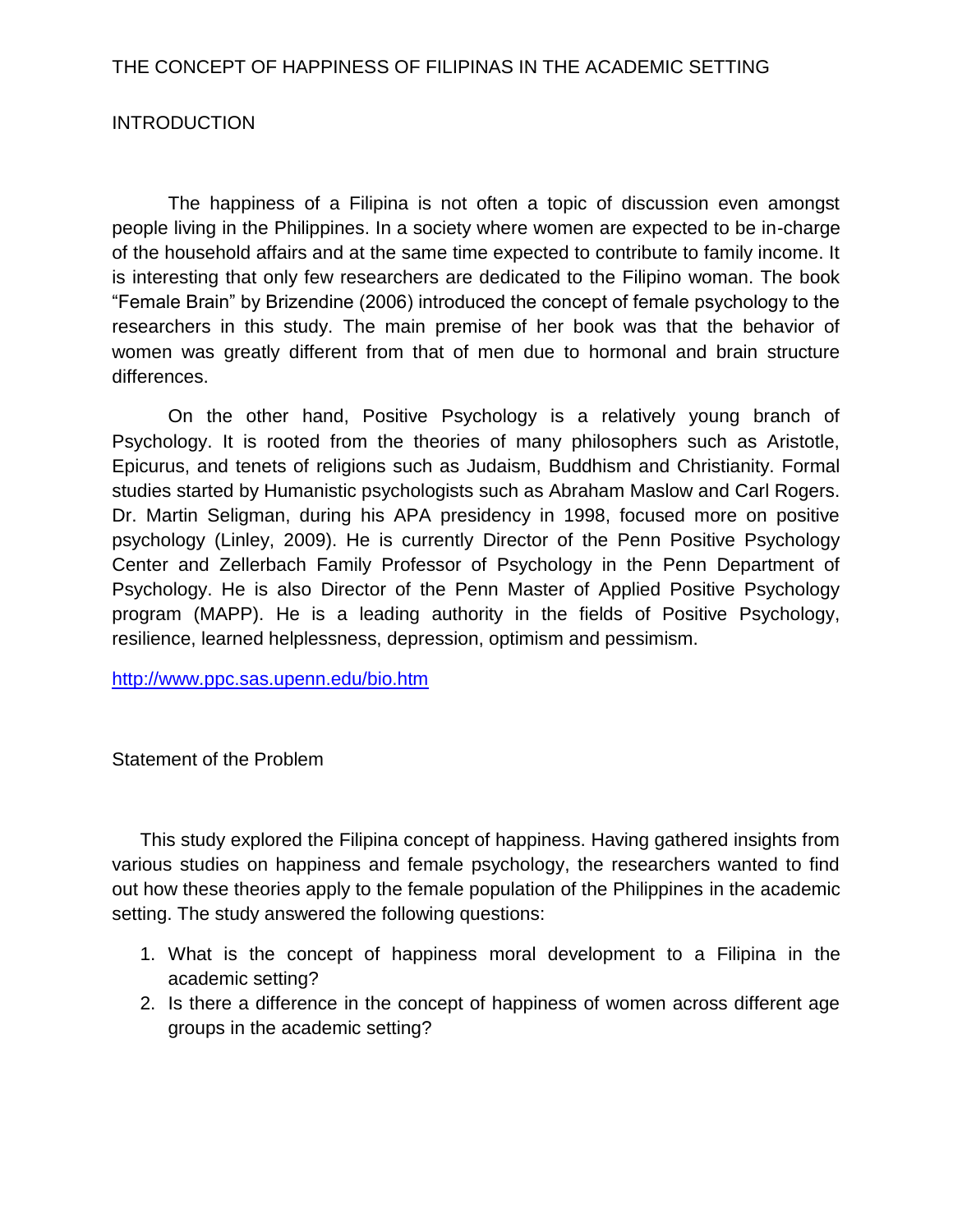# THE CONCEPT OF HAPPINESS OF FILIPINAS IN THE ACADEMIC SETTING

## INTRODUCTION

The happiness of a Filipina is not often a topic of discussion even amongst people living in the Philippines. In a society where women are expected to be in-charge of the household affairs and at the same time expected to contribute to family income. It is interesting that only few researchers are dedicated to the Filipino woman. The book "Female Brain" by Brizendine (2006) introduced the concept of female psychology to the researchers in this study. The main premise of her book was that the behavior of women was greatly different from that of men due to hormonal and brain structure differences.

On the other hand, Positive Psychology is a relatively young branch of Psychology. It is rooted from the theories of many philosophers such as Aristotle, Epicurus, and tenets of religions such as Judaism, Buddhism and Christianity. Formal studies started by Humanistic psychologists such as Abraham Maslow and Carl Rogers. Dr. Martin Seligman, during his APA presidency in 1998, focused more on positive psychology (Linley, 2009). He is currently Director of the Penn Positive Psychology Center and Zellerbach Family Professor of Psychology in the Penn Department of Psychology. He is also Director of the Penn Master of Applied Positive Psychology program (MAPP). He is a leading authority in the fields of Positive Psychology, resilience, learned helplessness, depression, optimism and pessimism.

http://www.ppc.sas.upenn.edu/bio.htm

## Statement of the Problem

This study explored the Filipina concept of happiness. Having gathered insights from various studies on happiness and female psychology, the researchers wanted to find out how these theories apply to the female population of the Philippines in the academic setting. The study answered the following questions:

1. What is the concept of happiness moral development to a Filipina in the academic setting?
2. Is there a difference in the concept of happiness of women across different age groups in the academic setting?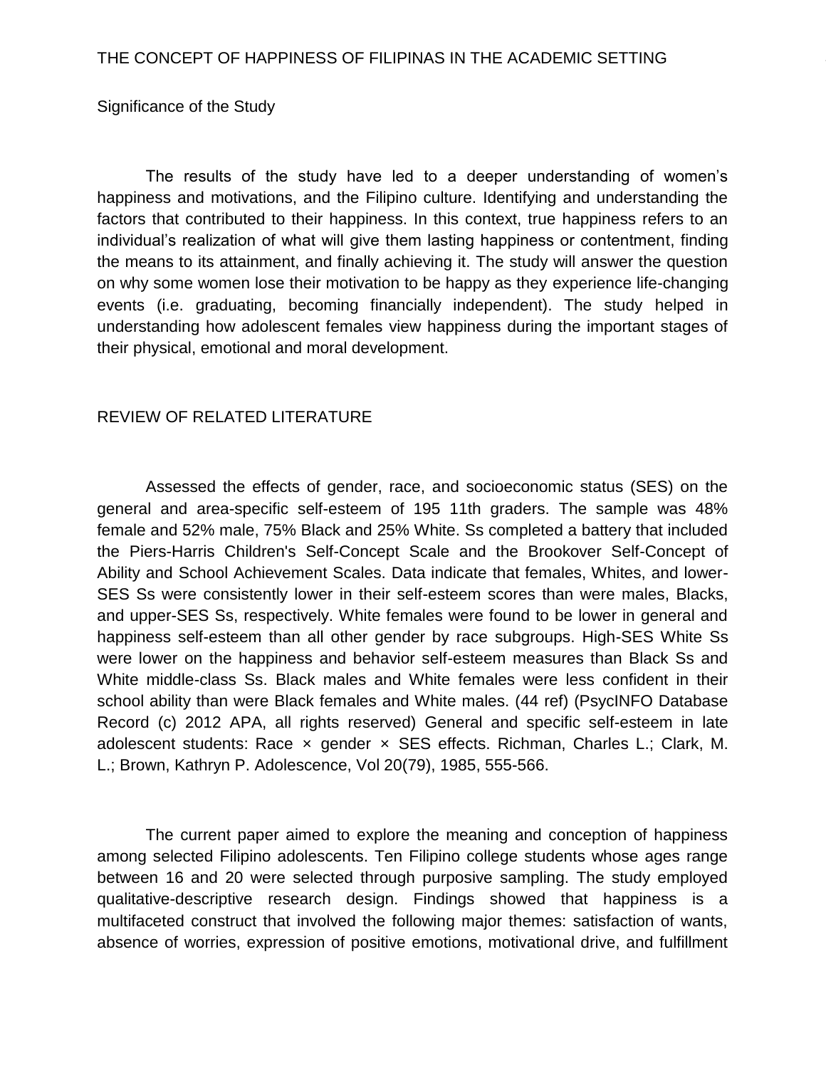Significance of the Study

The results of the study have led to a deeper understanding of women's happiness and motivations, and the Filipino culture. Identifying and understanding the factors that contributed to their happiness. In this context, true happiness refers to an individual's realization of what will give them lasting happiness or contentment, finding the means to its attainment, and finally achieving it. The study will answer the question on why some women lose their motivation to be happy as they experience life-changing events (i.e. graduating, becoming financially independent). The study helped in understanding how adolescent females view happiness during the important stages of their physical, emotional and moral development.

## REVIEW OF RELATED LITERATURE

Assessed the effects of gender, race, and socioeconomic status (SES) on the general and area-specific self-esteem of 195 11th graders. The sample was 48% female and 52% male, 75% Black and 25% White. Ss completed a battery that included the Piers-Harris Children's Self-Concept Scale and the Brookover Self-Concept of Ability and School Achievement Scales. Data indicate that females, Whites, and lower-SES Ss were consistently lower in their self-esteem scores than were males, Blacks, and upper-SES Ss, respectively. White females were found to be lower in general and happiness self-esteem than all other gender by race subgroups. High-SES White Ss were lower on the happiness and behavior self-esteem measures than Black Ss and White middle-class Ss. Black males and White females were less confident in their school ability than were Black females and White males. (44 ref) (PsycINFO Database Record (c) 2012 APA, all rights reserved) General and specific self-esteem in late adolescent students: Race × gender × SES effects. Richman, Charles L.; Clark, M. L.; Brown, Kathryn P. Adolescence, Vol 20(79), 1985, 555-566.

The current paper aimed to explore the meaning and conception of happiness among selected Filipino adolescents. Ten Filipino college students whose ages range between 16 and 20 were selected through purposive sampling. The study employed qualitative-descriptive research design. Findings showed that happiness is a multifaceted construct that involved the following major themes: satisfaction of wants, absence of worries, expression of positive emotions, motivational drive, and fulfillment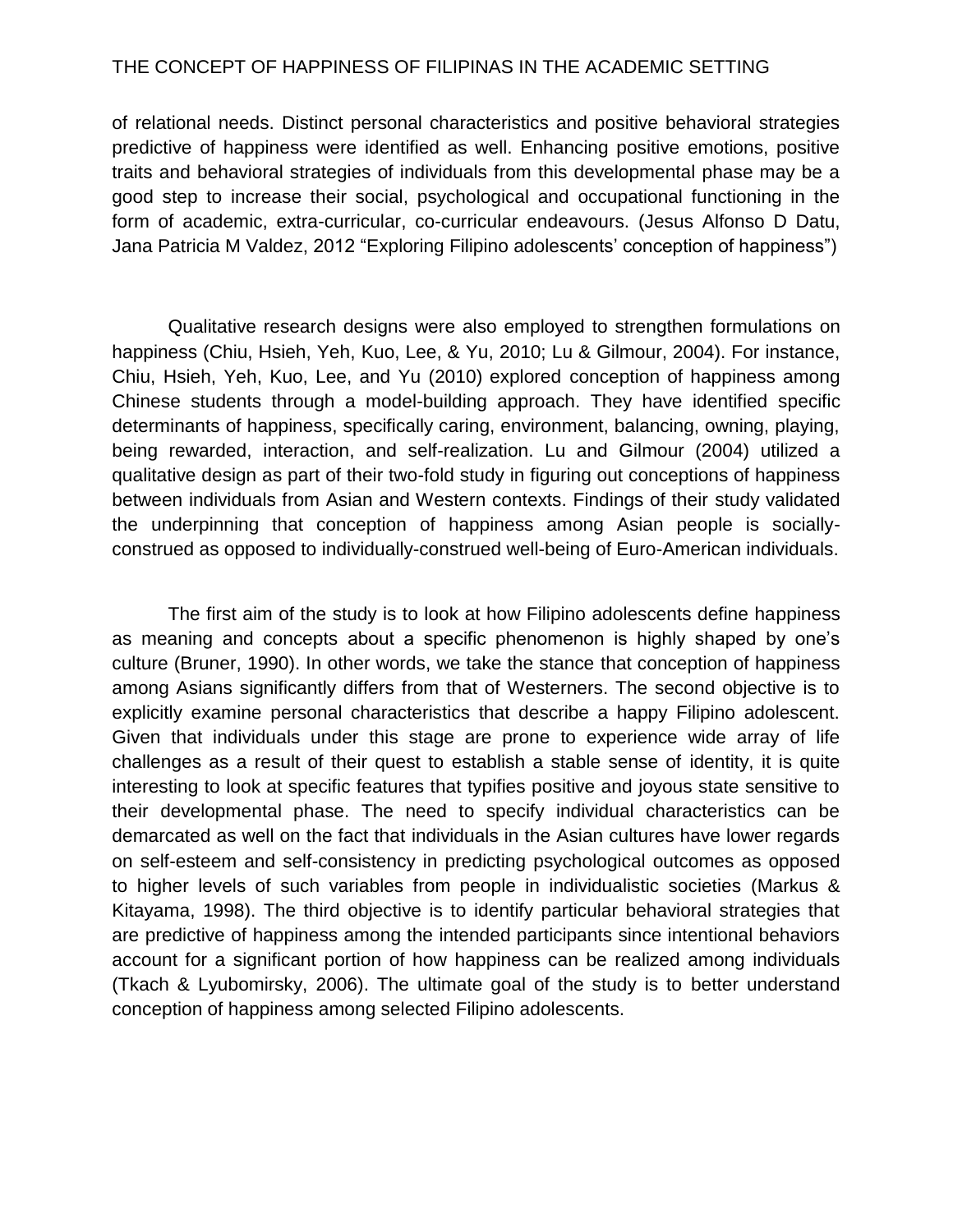of relational needs. Distinct personal characteristics and positive behavioral strategies predictive of happiness were identified as well. Enhancing positive emotions, positive traits and behavioral strategies of individuals from this developmental phase may be a good step to increase their social, psychological and occupational functioning in the form of academic, extra-curricular, co-curricular endeavours. (Jesus Alfonso D Datu, Jana Patricia M Valdez, 2012 "Exploring Filipino adolescents' conception of happiness")

Qualitative research designs were also employed to strengthen formulations on happiness (Chiu, Hsieh, Yeh, Kuo, Lee, & Yu, 2010; Lu & Gilmour, 2004). For instance, Chiu, Hsieh, Yeh, Kuo, Lee, and Yu (2010) explored conception of happiness among Chinese students through a model-building approach. They have identified specific determinants of happiness, specifically caring, environment, balancing, owning, playing, being rewarded, interaction, and self-realization. Lu and Gilmour (2004) utilized a qualitative design as part of their two-fold study in figuring out conceptions of happiness between individuals from Asian and Western contexts. Findings of their study validated the underpinning that conception of happiness among Asian people is socially-construed as opposed to individually-construed well-being of Euro-American individuals.

The first aim of the study is to look at how Filipino adolescents define happiness as meaning and concepts about a specific phenomenon is highly shaped by one's culture (Bruner, 1990). In other words, we take the stance that conception of happiness among Asians significantly differs from that of Westerners. The second objective is to explicitly examine personal characteristics that describe a happy Filipino adolescent. Given that individuals under this stage are prone to experience wide array of life challenges as a result of their quest to establish a stable sense of identity, it is quite interesting to look at specific features that typifies positive and joyous state sensitive to their developmental phase. The need to specify individual characteristics can be demarcated as well on the fact that individuals in the Asian cultures have lower regards on self-esteem and self-consistency in predicting psychological outcomes as opposed to higher levels of such variables from people in individualistic societies (Markus & Kitayama, 1998). The third objective is to identify particular behavioral strategies that are predictive of happiness among the intended participants since intentional behaviors account for a significant portion of how happiness can be realized among individuals (Tkach & Lyubomirsky, 2006). The ultimate goal of the study is to better understand conception of happiness among selected Filipino adolescents.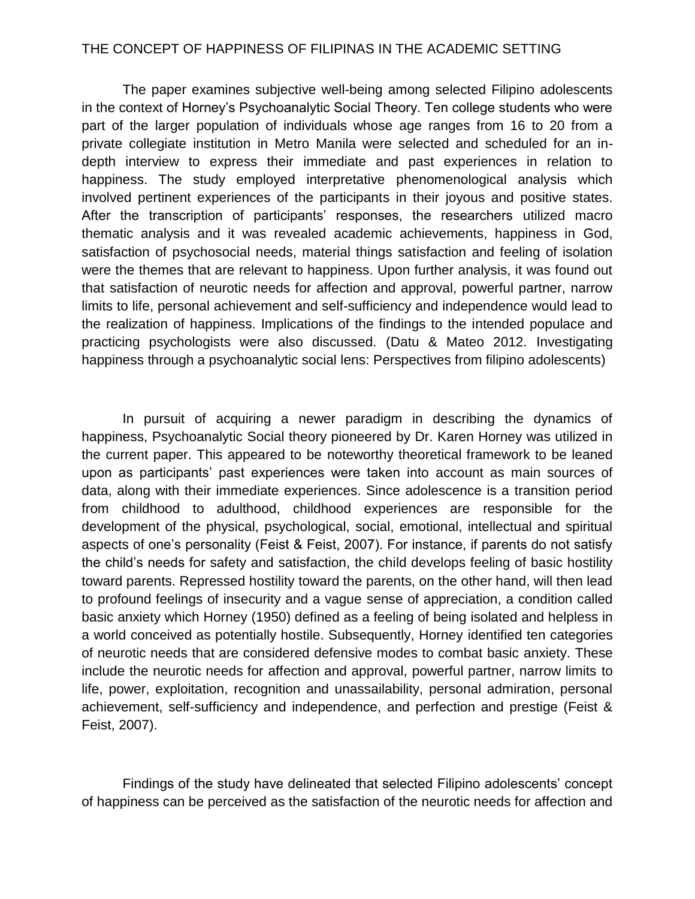The paper examines subjective well-being among selected Filipino adolescents in the context of Horney's Psychoanalytic Social Theory. Ten college students who were part of the larger population of individuals whose age ranges from 16 to 20 from a private collegiate institution in Metro Manila were selected and scheduled for an in-depth interview to express their immediate and past experiences in relation to happiness. The study employed interpretative phenomenological analysis which involved pertinent experiences of the participants in their joyous and positive states. After the transcription of participants' responses, the researchers utilized macro thematic analysis and it was revealed academic achievements, happiness in God, satisfaction of psychosocial needs, material things satisfaction and feeling of isolation were the themes that are relevant to happiness. Upon further analysis, it was found out that satisfaction of neurotic needs for affection and approval, powerful partner, narrow limits to life, personal achievement and self-sufficiency and independence would lead to the realization of happiness. Implications of the findings to the intended populace and practicing psychologists were also discussed. (Datu & Mateo 2012. Investigating happiness through a psychoanalytic social lens: Perspectives from filipino adolescents)

In pursuit of acquiring a newer paradigm in describing the dynamics of happiness, Psychoanalytic Social theory pioneered by Dr. Karen Horney was utilized in the current paper. This appeared to be noteworthy theoretical framework to be leaned upon as participants' past experiences were taken into account as main sources of data, along with their immediate experiences. Since adolescence is a transition period from childhood to adulthood, childhood experiences are responsible for the development of the physical, psychological, social, emotional, intellectual and spiritual aspects of one's personality (Feist & Feist, 2007). For instance, if parents do not satisfy the child's needs for safety and satisfaction, the child develops feeling of basic hostility toward parents. Repressed hostility toward the parents, on the other hand, will then lead to profound feelings of insecurity and a vague sense of appreciation, a condition called basic anxiety which Horney (1950) defined as a feeling of being isolated and helpless in a world conceived as potentially hostile. Subsequently, Horney identified ten categories of neurotic needs that are considered defensive modes to combat basic anxiety. These include the neurotic needs for affection and approval, powerful partner, narrow limits to life, power, exploitation, recognition and unassailability, personal admiration, personal achievement, self-sufficiency and independence, and perfection and prestige (Feist & Feist, 2007).

Findings of the study have delineated that selected Filipino adolescents' concept of happiness can be perceived as the satisfaction of the neurotic needs for affection and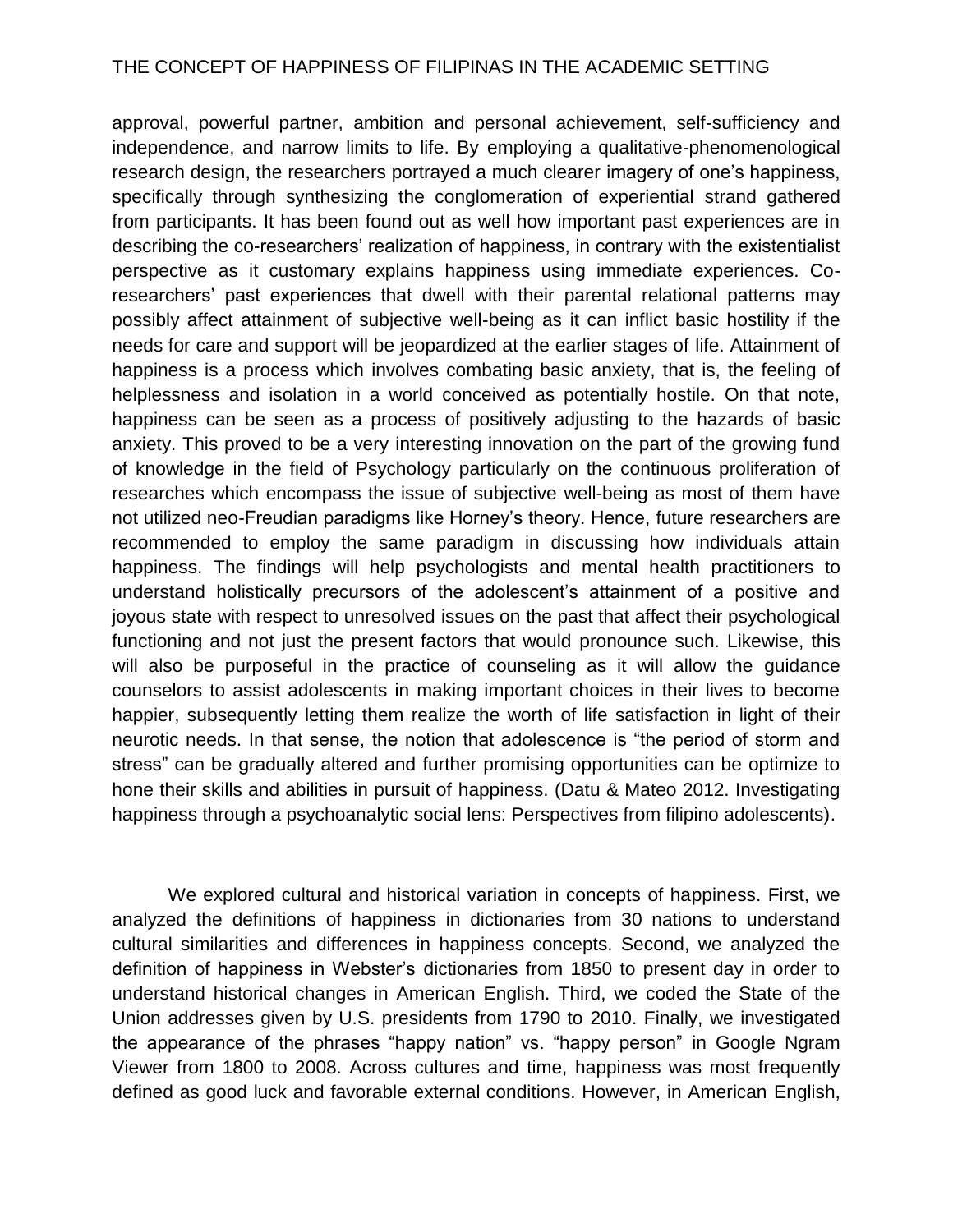approval, powerful partner, ambition and personal achievement, self-sufficiency and independence, and narrow limits to life. By employing a qualitative-phenomenological research design, the researchers portrayed a much clearer imagery of one's happiness, specifically through synthesizing the conglomeration of experiential strand gathered from participants. It has been found out as well how important past experiences are in describing the co-researchers' realization of happiness, in contrary with the existentialist perspective as it customary explains happiness using immediate experiences. Co-researchers' past experiences that dwell with their parental relational patterns may possibly affect attainment of subjective well-being as it can inflict basic hostility if the needs for care and support will be jeopardized at the earlier stages of life. Attainment of happiness is a process which involves combating basic anxiety, that is, the feeling of helplessness and isolation in a world conceived as potentially hostile. On that note, happiness can be seen as a process of positively adjusting to the hazards of basic anxiety. This proved to be a very interesting innovation on the part of the growing fund of knowledge in the field of Psychology particularly on the continuous proliferation of researches which encompass the issue of subjective well-being as most of them have not utilized neo-Freudian paradigms like Horney's theory. Hence, future researchers are recommended to employ the same paradigm in discussing how individuals attain happiness. The findings will help psychologists and mental health practitioners to understand holistically precursors of the adolescent's attainment of a positive and joyous state with respect to unresolved issues on the past that affect their psychological functioning and not just the present factors that would pronounce such. Likewise, this will also be purposeful in the practice of counseling as it will allow the guidance counselors to assist adolescents in making important choices in their lives to become happier, subsequently letting them realize the worth of life satisfaction in light of their neurotic needs. In that sense, the notion that adolescence is "the period of storm and stress" can be gradually altered and further promising opportunities can be optimize to hone their skills and abilities in pursuit of happiness. (Datu & Mateo 2012. Investigating happiness through a psychoanalytic social lens: Perspectives from filipino adolescents).

We explored cultural and historical variation in concepts of happiness. First, we analyzed the definitions of happiness in dictionaries from 30 nations to understand cultural similarities and differences in happiness concepts. Second, we analyzed the definition of happiness in Webster's dictionaries from 1850 to present day in order to understand historical changes in American English. Third, we coded the State of the Union addresses given by U.S. presidents from 1790 to 2010. Finally, we investigated the appearance of the phrases "happy nation" vs. "happy person" in Google Ngram Viewer from 1800 to 2008. Across cultures and time, happiness was most frequently defined as good luck and favorable external conditions. However, in American English,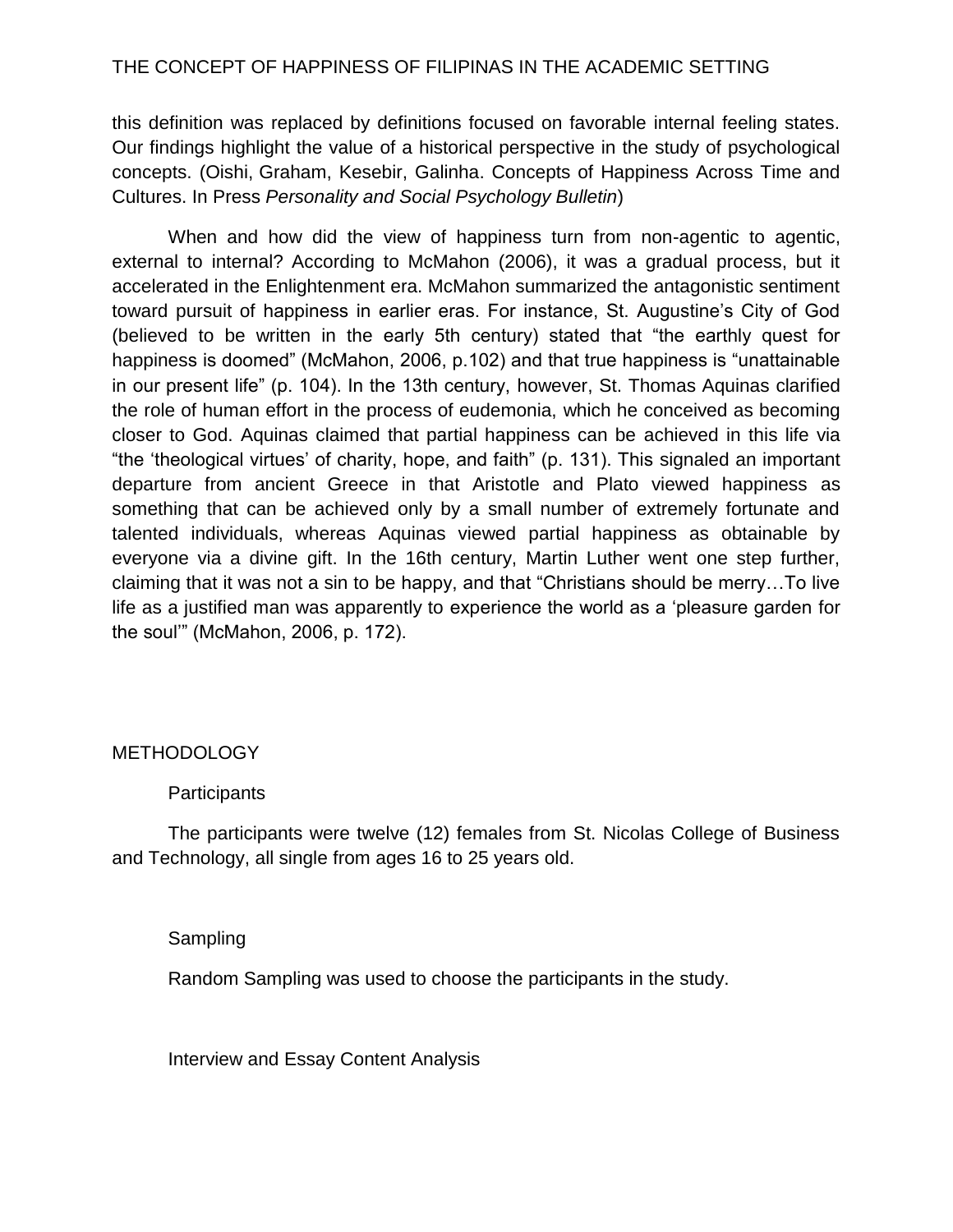this definition was replaced by definitions focused on favorable internal feeling states. Our findings highlight the value of a historical perspective in the study of psychological concepts. (Oishi, Graham, Kesebir, Galinha. Concepts of Happiness Across Time and Cultures. In Press *Personality and Social Psychology Bulletin*)

When and how did the view of happiness turn from non-agentic to agentic, external to internal? According to McMahon (2006), it was a gradual process, but it accelerated in the Enlightenment era. McMahon summarized the antagonistic sentiment toward pursuit of happiness in earlier eras. For instance, St. Augustine's City of God (believed to be written in the early 5th century) stated that "the earthly quest for happiness is doomed" (McMahon, 2006, p.102) and that true happiness is "unattainable in our present life" (p. 104). In the 13th century, however, St. Thomas Aquinas clarified the role of human effort in the process of eudemonia, which he conceived as becoming closer to God. Aquinas claimed that partial happiness can be achieved in this life via "the 'theological virtues' of charity, hope, and faith" (p. 131). This signaled an important departure from ancient Greece in that Aristotle and Plato viewed happiness as something that can be achieved only by a small number of extremely fortunate and talented individuals, whereas Aquinas viewed partial happiness as obtainable by everyone via a divine gift. In the 16th century, Martin Luther went one step further, claiming that it was not a sin to be happy, and that "Christians should be merry…To live life as a justified man was apparently to experience the world as a 'pleasure garden for the soul'" (McMahon, 2006, p. 172).

## METHODOLOGY

### Participants

The participants were twelve (12) females from St. Nicolas College of Business and Technology, all single from ages 16 to 25 years old.

### Sampling

Random Sampling was used to choose the participants in the study.

### Interview and Essay Content Analysis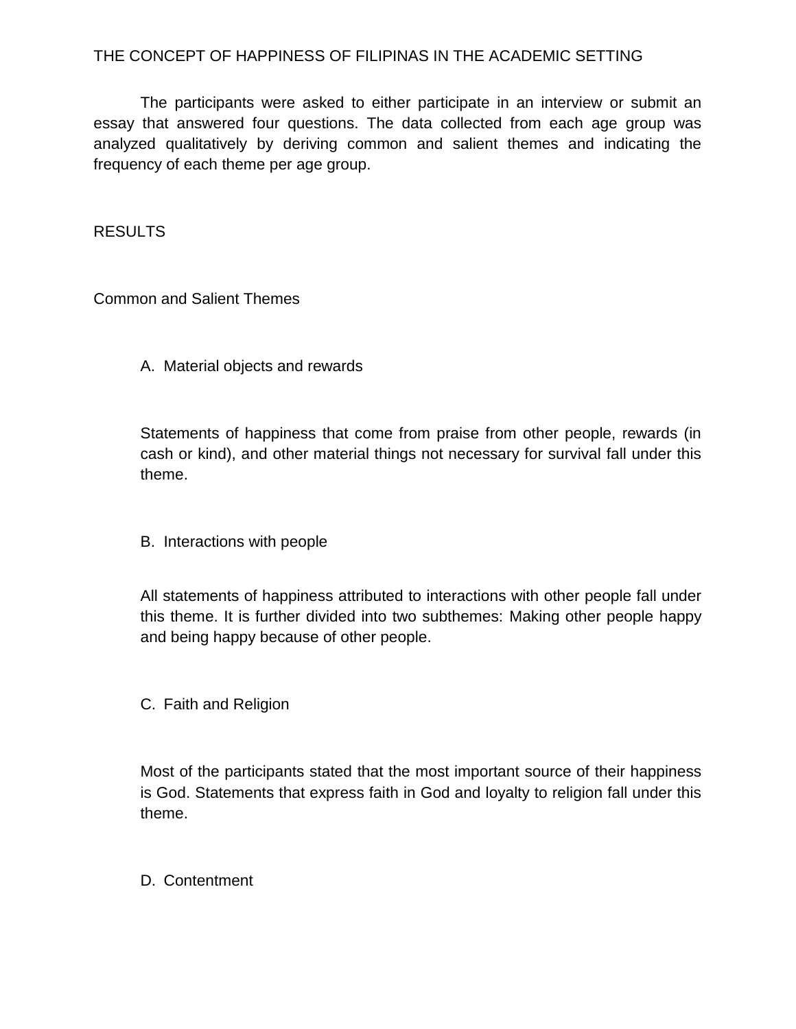THE CONCEPT OF HAPPINESS OF FILIPINAS IN THE ACADEMIC SETTING

The participants were asked to either participate in an interview or submit an essay that answered four questions. The data collected from each age group was analyzed qualitatively by deriving common and salient themes and indicating the frequency of each theme per age group.

## RESULTS

### Common and Salient Themes

A. Material objects and rewards

Statements of happiness that come from praise from other people, rewards (in cash or kind), and other material things not necessary for survival fall under this theme.

B. Interactions with people

All statements of happiness attributed to interactions with other people fall under this theme. It is further divided into two subthemes: Making other people happy and being happy because of other people.

C. Faith and Religion

Most of the participants stated that the most important source of their happiness is God. Statements that express faith in God and loyalty to religion fall under this theme.

D. Contentment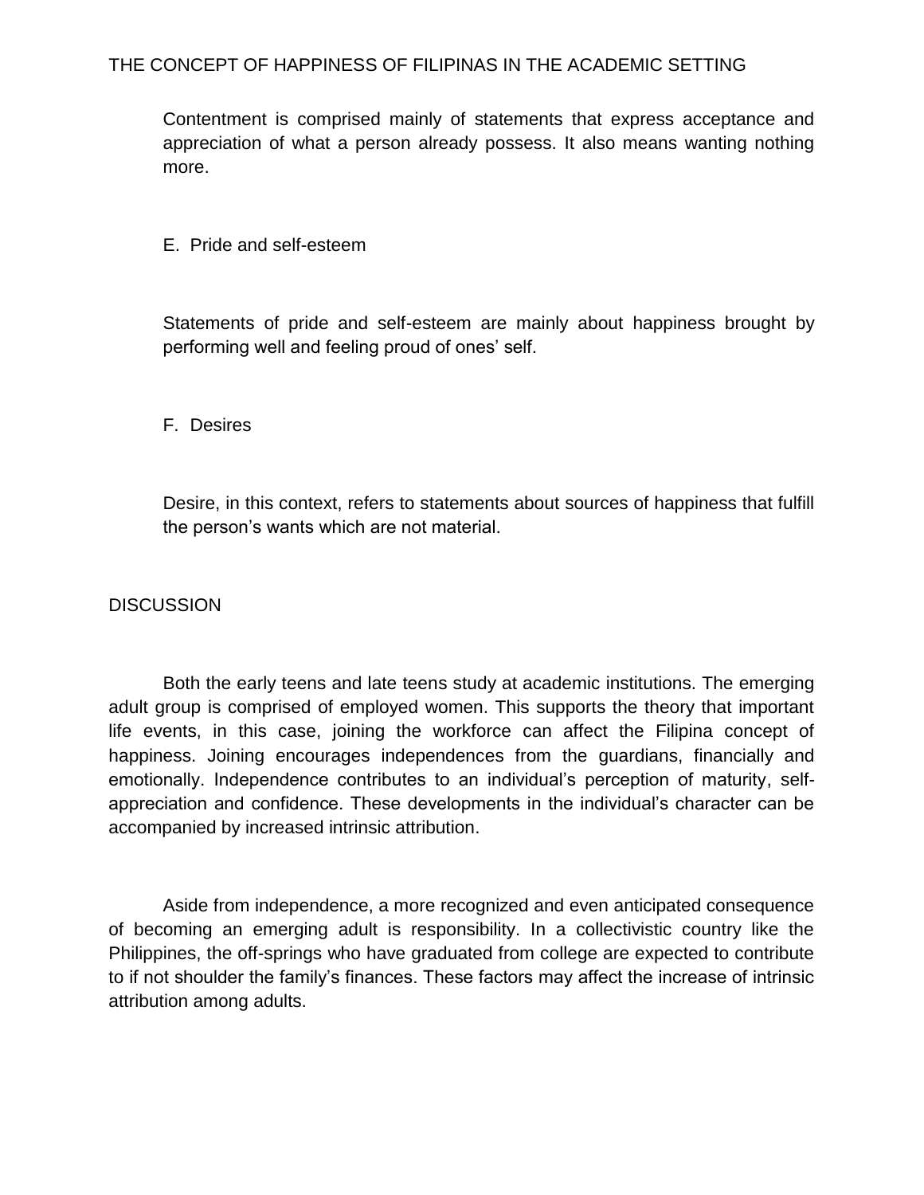Contentment is comprised mainly of statements that express acceptance and appreciation of what a person already possess. It also means wanting nothing more.

E. Pride and self-esteem

Statements of pride and self-esteem are mainly about happiness brought by performing well and feeling proud of ones' self.

F. Desires

Desire, in this context, refers to statements about sources of happiness that fulfill the person's wants which are not material.

## DISCUSSION

Both the early teens and late teens study at academic institutions. The emerging adult group is comprised of employed women. This supports the theory that important life events, in this case, joining the workforce can affect the Filipina concept of happiness. Joining encourages independences from the guardians, financially and emotionally. Independence contributes to an individual's perception of maturity, self-appreciation and confidence. These developments in the individual's character can be accompanied by increased intrinsic attribution.

Aside from independence, a more recognized and even anticipated consequence of becoming an emerging adult is responsibility. In a collectivistic country like the Philippines, the off-springs who have graduated from college are expected to contribute to if not shoulder the family's finances. These factors may affect the increase of intrinsic attribution among adults.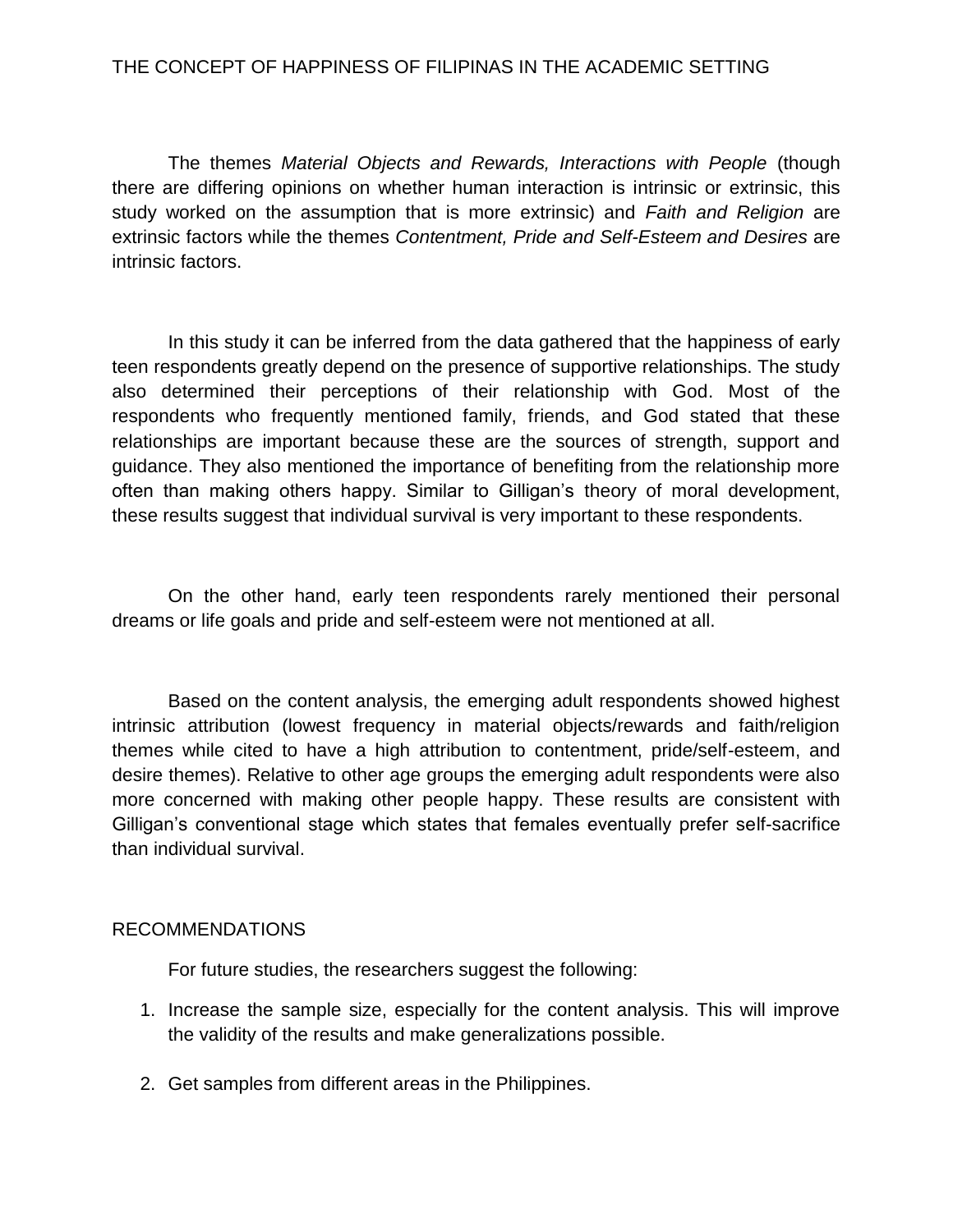The themes *Material Objects and Rewards, Interactions with People* (though there are differing opinions on whether human interaction is intrinsic or extrinsic, this study worked on the assumption that is more extrinsic) and *Faith and Religion* are extrinsic factors while the themes *Contentment, Pride and Self-Esteem and Desires* are intrinsic factors.

In this study it can be inferred from the data gathered that the happiness of early teen respondents greatly depend on the presence of supportive relationships. The study also determined their perceptions of their relationship with God. Most of the respondents who frequently mentioned family, friends, and God stated that these relationships are important because these are the sources of strength, support and guidance. They also mentioned the importance of benefiting from the relationship more often than making others happy. Similar to Gilligan's theory of moral development, these results suggest that individual survival is very important to these respondents.

On the other hand, early teen respondents rarely mentioned their personal dreams or life goals and pride and self-esteem were not mentioned at all.

Based on the content analysis, the emerging adult respondents showed highest intrinsic attribution (lowest frequency in material objects/rewards and faith/religion themes while cited to have a high attribution to contentment, pride/self-esteem, and desire themes). Relative to other age groups the emerging adult respondents were also more concerned with making other people happy. These results are consistent with Gilligan's conventional stage which states that females eventually prefer self-sacrifice than individual survival.

## RECOMMENDATIONS

For future studies, the researchers suggest the following:

1. Increase the sample size, especially for the content analysis. This will improve the validity of the results and make generalizations possible.
2. Get samples from different areas in the Philippines.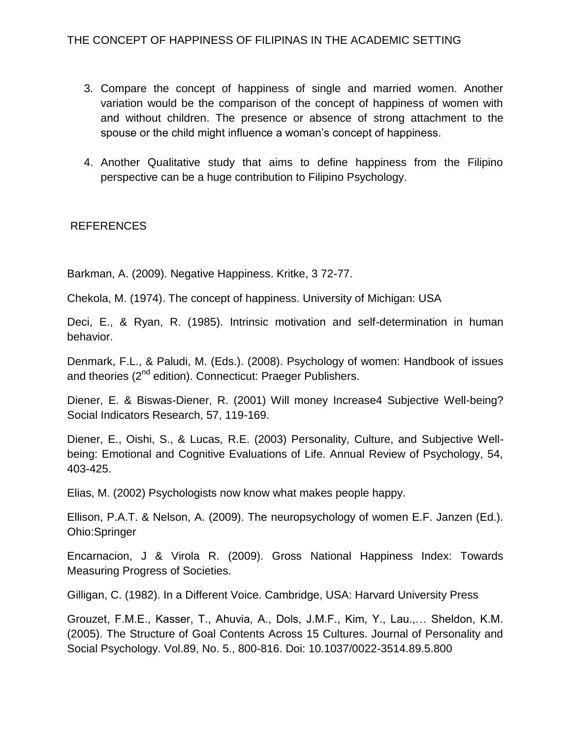3. Compare the concept of happiness of single and married women. Another variation would be the comparison of the concept of happiness of women with and without children. The presence or absence of strong attachment to the spouse or the child might influence a woman's concept of happiness.

4. Another Qualitative study that aims to define happiness from the Filipino perspective can be a huge contribution to Filipino Psychology.

## REFERENCES

Barkman, A. (2009). Negative Happiness. Kritke, 3 72-77.

Chekola, M. (1974). The concept of happiness. University of Michigan: USA

Deci, E., & Ryan, R. (1985). Intrinsic motivation and self-determination in human behavior.

Denmark, F.L., & Paludi, M. (Eds.). (2008). Psychology of women: Handbook of issues and theories (2nd edition). Connecticut: Praeger Publishers.

Diener, E. & Biswas-Diener, R. (2001) Will money Increase4 Subjective Well-being? Social Indicators Research, 57, 119-169.

Diener, E., Oishi, S., & Lucas, R.E. (2003) Personality, Culture, and Subjective Well-being: Emotional and Cognitive Evaluations of Life. Annual Review of Psychology, 54, 403-425.

Elias, M. (2002) Psychologists now know what makes people happy.

Ellison, P.A.T. & Nelson, A. (2009). The neuropsychology of women E.F. Janzen (Ed.). Ohio:Springer

Encarnacion, J & Virola R. (2009). Gross National Happiness Index: Towards Measuring Progress of Societies.

Gilligan, C. (1982). In a Different Voice. Cambridge, USA: Harvard University Press

Grouzet, F.M.E., Kasser, T., Ahuvia, A., Dols, J.M.F., Kim, Y., Lau.,… Sheldon, K.M. (2005). The Structure of Goal Contents Across 15 Cultures. Journal of Personality and Social Psychology. Vol.89, No. 5., 800-816. Doi: 10.1037/0022-3514.89.5.800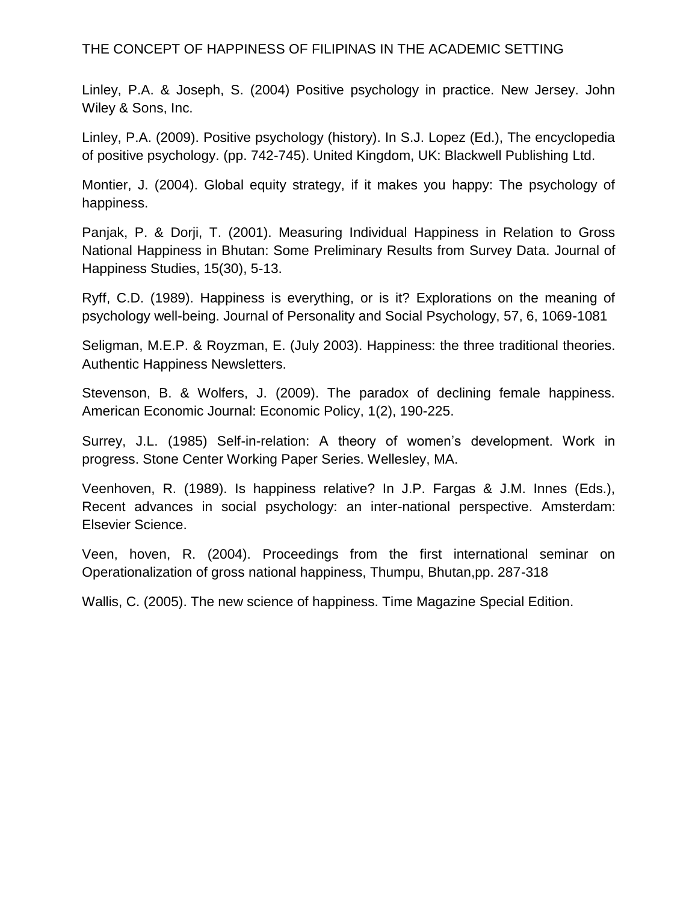Linley, P.A. & Joseph, S. (2004) Positive psychology in practice. New Jersey. John Wiley & Sons, Inc.

Linley, P.A. (2009). Positive psychology (history). In S.J. Lopez (Ed.), The encyclopedia of positive psychology. (pp. 742-745). United Kingdom, UK: Blackwell Publishing Ltd.

Montier, J. (2004). Global equity strategy, if it makes you happy: The psychology of happiness.

Panjak, P. & Dorji, T. (2001). Measuring Individual Happiness in Relation to Gross National Happiness in Bhutan: Some Preliminary Results from Survey Data. Journal of Happiness Studies, 15(30), 5-13.

Ryff, C.D. (1989). Happiness is everything, or is it? Explorations on the meaning of psychology well-being. Journal of Personality and Social Psychology, 57, 6, 1069-1081

Seligman, M.E.P. & Royzman, E. (July 2003). Happiness: the three traditional theories. Authentic Happiness Newsletters.

Stevenson, B. & Wolfers, J. (2009). The paradox of declining female happiness. American Economic Journal: Economic Policy, 1(2), 190-225.

Surrey, J.L. (1985) Self-in-relation: A theory of women's development. Work in progress. Stone Center Working Paper Series. Wellesley, MA.

Veenhoven, R. (1989). Is happiness relative? In J.P. Fargas & J.M. Innes (Eds.), Recent advances in social psychology: an inter-national perspective. Amsterdam: Elsevier Science.

Veen, hoven, R. (2004). Proceedings from the first international seminar on Operationalization of gross national happiness, Thumpu, Bhutan,pp. 287-318

Wallis, C. (2005). The new science of happiness. Time Magazine Special Edition.